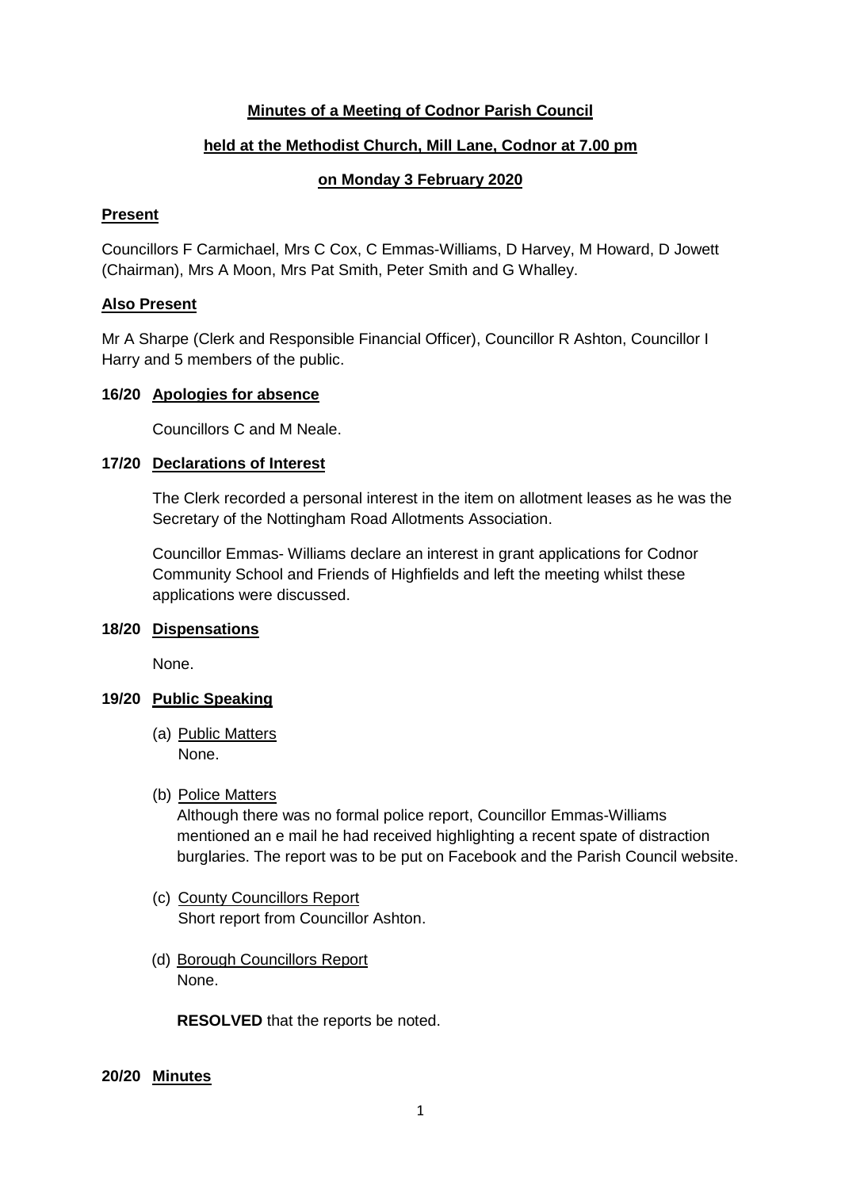**Minutes of a Meeting of Codnor Parish Council**

**held at the Methodist Church, Mill Lane, Codnor at 7.00 pm**

**on Monday 3 February 2020**

**Present**

Councillors F Carmichael, Mrs C Cox, C Emmas-Williams, D Harvey, M Howard, D Jowett (Chairman), Mrs A Moon, Mrs Pat Smith, Peter Smith and G Whalley.

**Also Present**

Mr A Sharpe (Clerk and Responsible Financial Officer), Councillor R Ashton, Councillor I Harry and 5 members of the public.

**16/20 Apologies for absence**

Councillors C and M Neale.

**17/20 Declarations of Interest**

The Clerk recorded a personal interest in the item on allotment leases as he was the Secretary of the Nottingham Road Allotments Association.

Councillor Emmas- Williams declare an interest in grant applications for Codnor Community School and Friends of Highfields and left the meeting whilst these applications were discussed.

**18/20 Dispensations**

None.

**19/20 Public Speaking**

(a) Public Matters
None.

(b) Police Matters
Although there was no formal police report, Councillor Emmas-Williams mentioned an e mail he had received highlighting a recent spate of distraction burglaries. The report was to be put on Facebook and the Parish Council website.

(c) County Councillors Report
Short report from Councillor Ashton.

(d) Borough Councillors Report
None.

**RESOLVED** that the reports be noted.

**20/20 Minutes**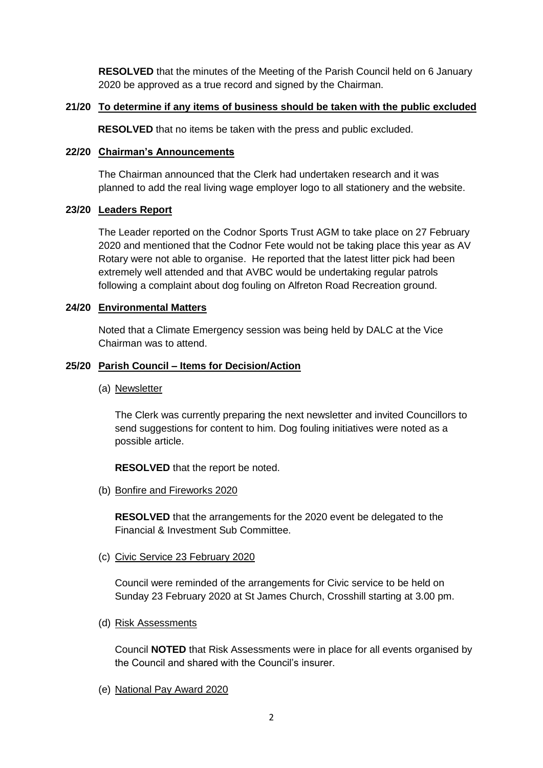**RESOLVED** that the minutes of the Meeting of the Parish Council held on 6 January 2020 be approved as a true record and signed by the Chairman.

### 21/20 To determine if any items of business should be taken with the public excluded

**RESOLVED** that no items be taken with the press and public excluded.

### 22/20 Chairman's Announcements

The Chairman announced that the Clerk had undertaken research and it was planned to add the real living wage employer logo to all stationery and the website.

### 23/20 Leaders Report

The Leader reported on the Codnor Sports Trust AGM to take place on 27 February 2020 and mentioned that the Codnor Fete would not be taking place this year as AV Rotary were not able to organise. He reported that the latest litter pick had been extremely well attended and that AVBC would be undertaking regular patrols following a complaint about dog fouling on Alfreton Road Recreation ground.

### 24/20 Environmental Matters

Noted that a Climate Emergency session was being held by DALC at the Vice Chairman was to attend.

### 25/20 Parish Council – Items for Decision/Action

(a) Newsletter

The Clerk was currently preparing the next newsletter and invited Councillors to send suggestions for content to him. Dog fouling initiatives were noted as a possible article.

**RESOLVED** that the report be noted.

(b) Bonfire and Fireworks 2020

**RESOLVED** that the arrangements for the 2020 event be delegated to the Financial & Investment Sub Committee.

(c) Civic Service 23 February 2020

Council were reminded of the arrangements for Civic service to be held on Sunday 23 February 2020 at St James Church, Crosshill starting at 3.00 pm.

(d) Risk Assessments

Council **NOTED** that Risk Assessments were in place for all events organised by the Council and shared with the Council's insurer.

(e) National Pay Award 2020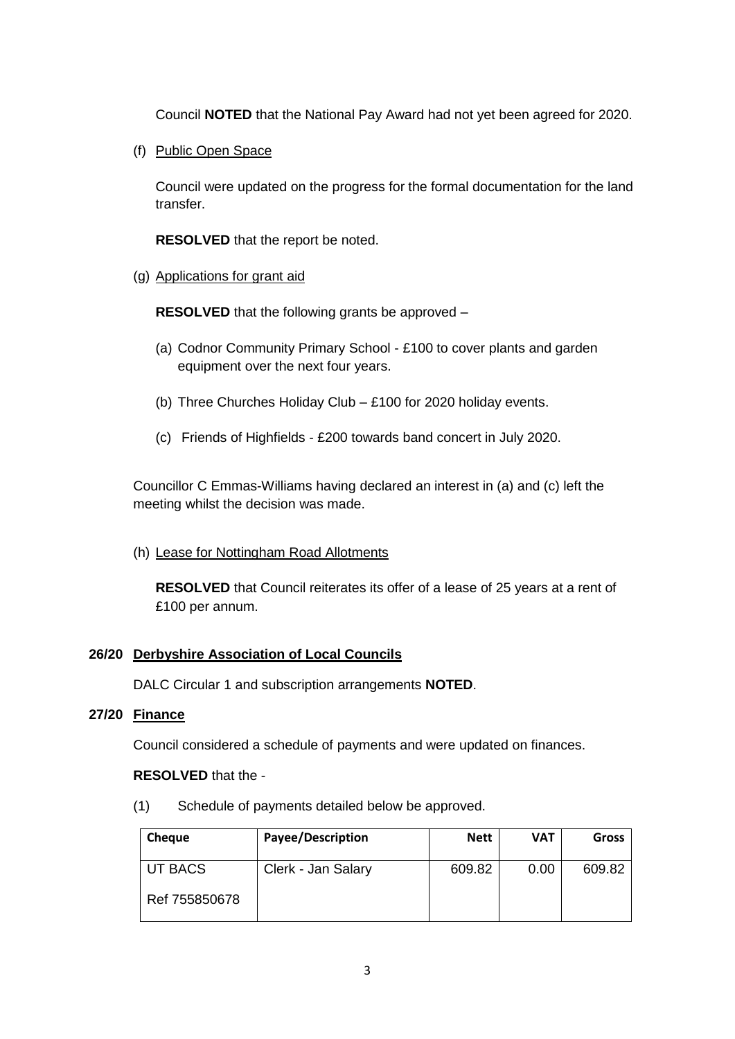Council **NOTED** that the National Pay Award had not yet been agreed for 2020.

(f) Public Open Space

Council were updated on the progress for the formal documentation for the land transfer.

**RESOLVED** that the report be noted.

(g) Applications for grant aid

**RESOLVED** that the following grants be approved –

(a) Codnor Community Primary School - £100 to cover plants and garden equipment over the next four years.

(b) Three Churches Holiday Club – £100 for 2020 holiday events.

(c) Friends of Highfields - £200 towards band concert in July 2020.

Councillor C Emmas-Williams having declared an interest in (a) and (c) left the meeting whilst the decision was made.

(h) Lease for Nottingham Road Allotments

**RESOLVED** that Council reiterates its offer of a lease of 25 years at a rent of £100 per annum.

## 26/20 Derbyshire Association of Local Councils

DALC Circular 1 and subscription arrangements **NOTED**.

## 27/20 Finance

Council considered a schedule of payments and were updated on finances.

**RESOLVED** that the -

(1) Schedule of payments detailed below be approved.

| Cheque | Payee/Description | Nett | VAT | Gross |
|---|---|---|---|---|
| UT BACS Ref 755850678 | Clerk - Jan Salary | 609.82 | 0.00 | 609.82 |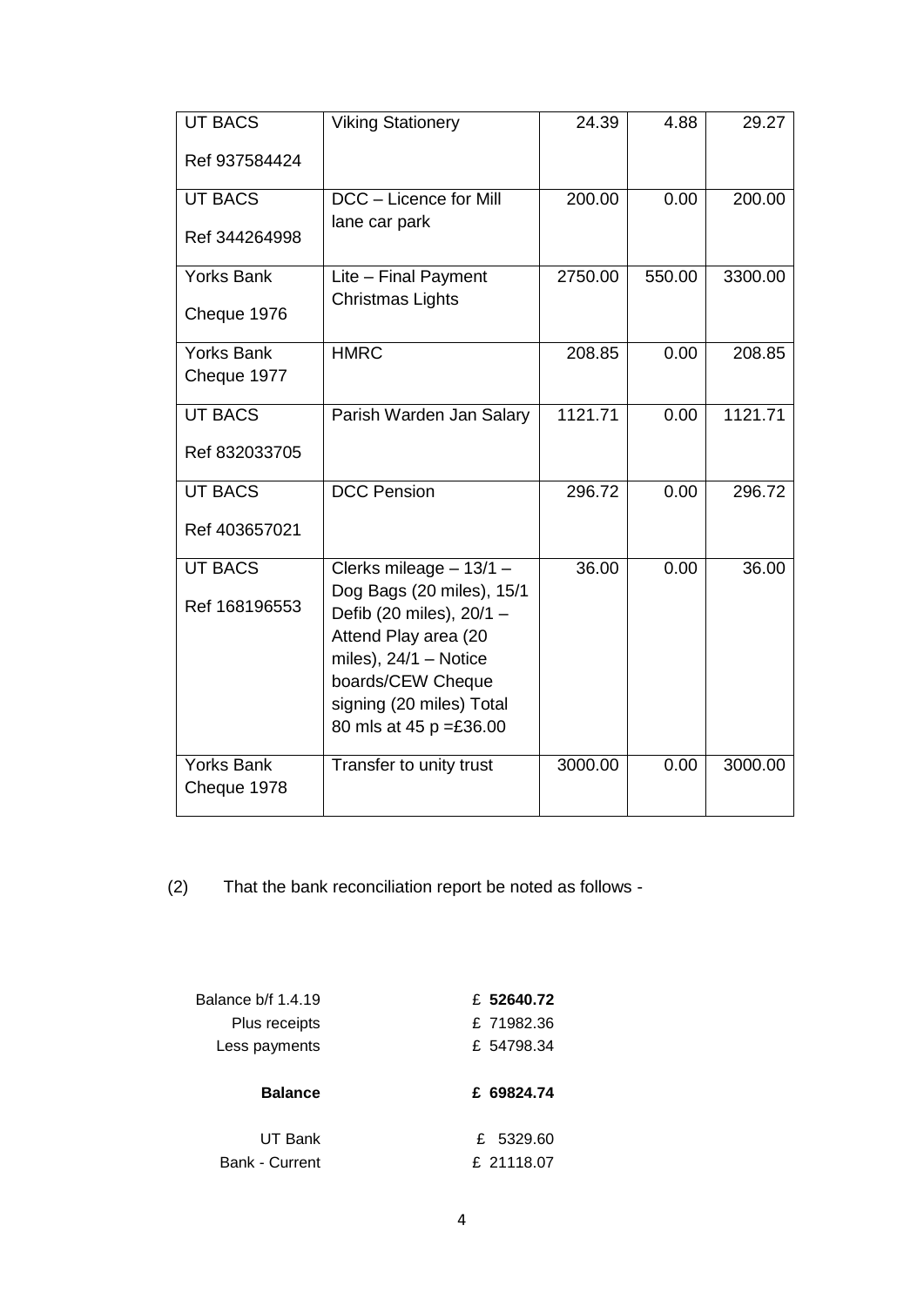| | | | | |
|---|---|---|---|---|
| UT BACS<br>Ref 937584424 | Viking Stationery | 24.39 | 4.88 | 29.27 |
| UT BACS<br>Ref 344264998 | DCC – Licence for Mill lane car park | 200.00 | 0.00 | 200.00 |
| Yorks Bank<br>Cheque 1976 | Lite – Final Payment Christmas Lights | 2750.00 | 550.00 | 3300.00 |
| Yorks Bank<br>Cheque 1977 | HMRC | 208.85 | 0.00 | 208.85 |
| UT BACS<br>Ref 832033705 | Parish Warden Jan Salary | 1121.71 | 0.00 | 1121.71 |
| UT BACS<br>Ref 403657021 | DCC Pension | 296.72 | 0.00 | 296.72 |
| UT BACS<br>Ref 168196553 | Clerks mileage – 13/1 – Dog Bags (20 miles), 15/1 Defib (20 miles), 20/1 – Attend Play area (20 miles), 24/1 – Notice boards/CEW Cheque signing (20 miles) Total 80 mls at 45 p =£36.00 | 36.00 | 0.00 | 36.00 |
| Yorks Bank<br>Cheque 1978 | Transfer to unity trust | 3000.00 | 0.00 | 3000.00 |

(2) That the bank reconciliation report be noted as follows -

| | |
|---|---|
| Balance b/f 1.4.19 | **£ 52640.72** |
| Plus receipts | £ 71982.36 |
| Less payments | £ 54798.34 |
| **Balance** | **£ 69824.74** |
| UT Bank | £ 5329.60 |
| Bank - Current | £ 21118.07 |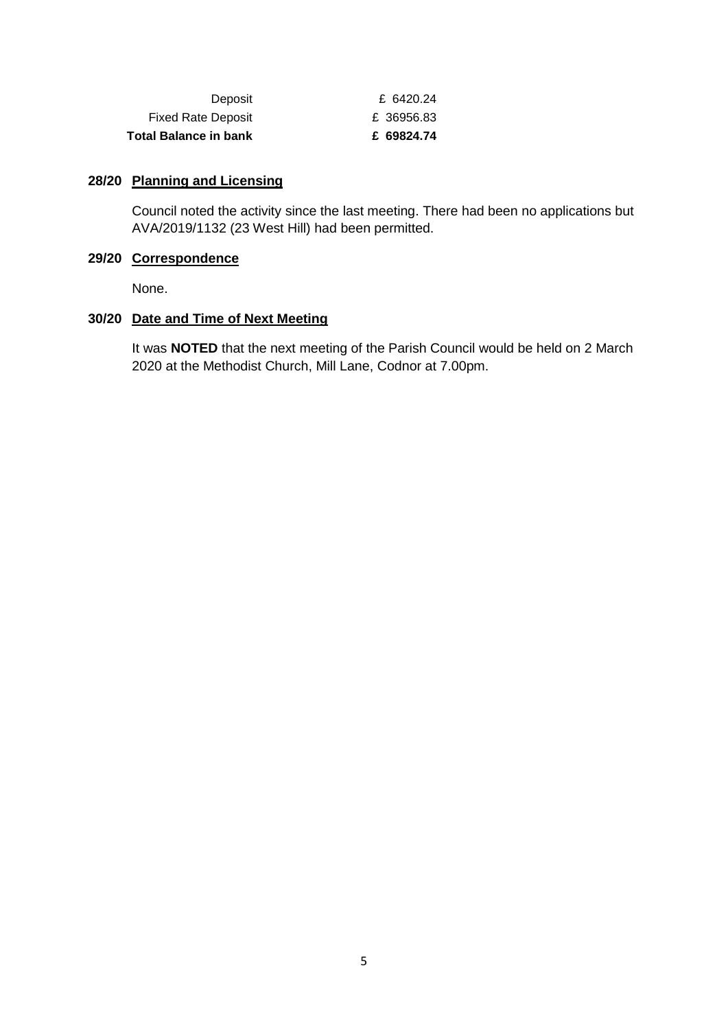| | |
|---|---|
| Deposit | £ 6420.24 |
| Fixed Rate Deposit | £ 36956.83 |
| **Total Balance in bank** | **£ 69824.74** |

**28/20 Planning and Licensing**

Council noted the activity since the last meeting. There had been no applications but AVA/2019/1132 (23 West Hill) had been permitted.

**29/20 Correspondence**

None.

**30/20 Date and Time of Next Meeting**

It was **NOTED** that the next meeting of the Parish Council would be held on 2 March 2020 at the Methodist Church, Mill Lane, Codnor at 7.00pm.